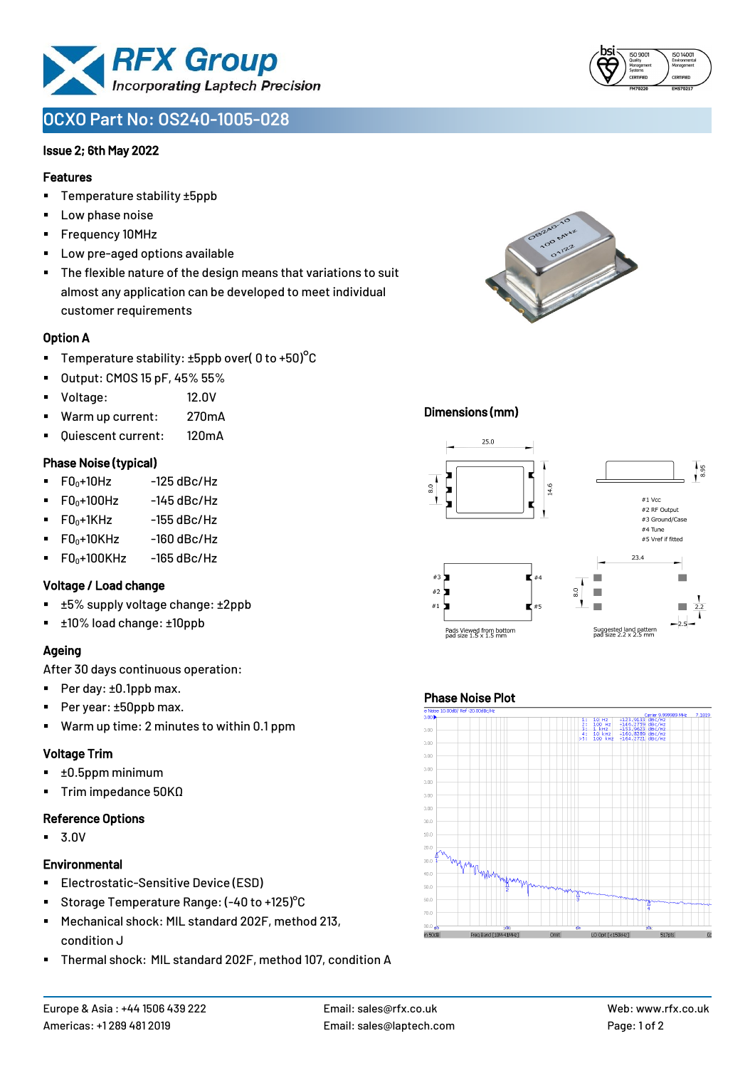# OCXO Part No: OS240-1005-028

**Issue 2; 6th May 2022**

### Features

- Temperature stability ±5ppb
- Low phase noise
- Frequency 10MHz
- Low pre-aged options available
- The flexible nature of the design means that variations to suit almost any application can be developed to meet individual customer requirements

### Option A

- Temperature stability: ±5ppb over( 0 to +50)°C
- Output: CMOS 15 pF, 45% 55%
- Voltage: 12.0V
- Warm up current: 270mA
- Quiescent current: 120mA

### Phase Noise (typical)

- $F0_0$+10Hz -125 dBc/Hz
- $F0_0$+100Hz -145 dBc/Hz
- $F0_0$+1KHz -155 dBc/Hz
- $F0_0$+10KHz -160 dBc/Hz
- $F0_0$+100KHz -165 dBc/Hz

### Voltage / Load change

- ±5% supply voltage change: ±2ppb
- ±10% load change: ±10ppb

### Ageing

After 30 days continuous operation:

- Per day: ±0.1ppb max.
- Per year: ±50ppb max.
- Warm up time: 2 minutes to within 0.1 ppm

### Voltage Trim

- ±0.5ppm minimum
- Trim impedance 50KΩ

### Reference Options

- 3.0V

### Environmental

- Electrostatic-Sensitive Device (ESD)
- Storage Temperature Range: (-40 to +125)°C
- Mechanical shock: MIL standard 202F, method 213, condition J
- Thermal shock: MIL standard 202F, method 107, condition A

### Dimensions (mm)

25.0; 8.0; 14.6; 8.95

#1 Vcc
#2 RF Output
#3 Ground/Case
#4 Tune
#5 Vref if fitted

Pads Viewed from bottom pad size 1.5 x 1.5 mm

23.4; 8.0; 2.2; 2.5

Suggested land pattern pad size 2.2 x 2.5 mm

### Phase Noise Plot

1: 10 Hz -123.9133 dBc/Hz
2: 100 Hz -146.2759 dBc/Hz
3: 1 kHz -153.9623 dBc/Hz
4: 10 kHz -160.8280 dBc/Hz
>5: 100 kHz -164.2721 dBc/Hz

Europe & Asia : +44 1506 439 222
Americas: +1 289 481 2019
Email: sales@rfx.co.uk
Email: sales@laptech.com
Web: www.rfx.co.uk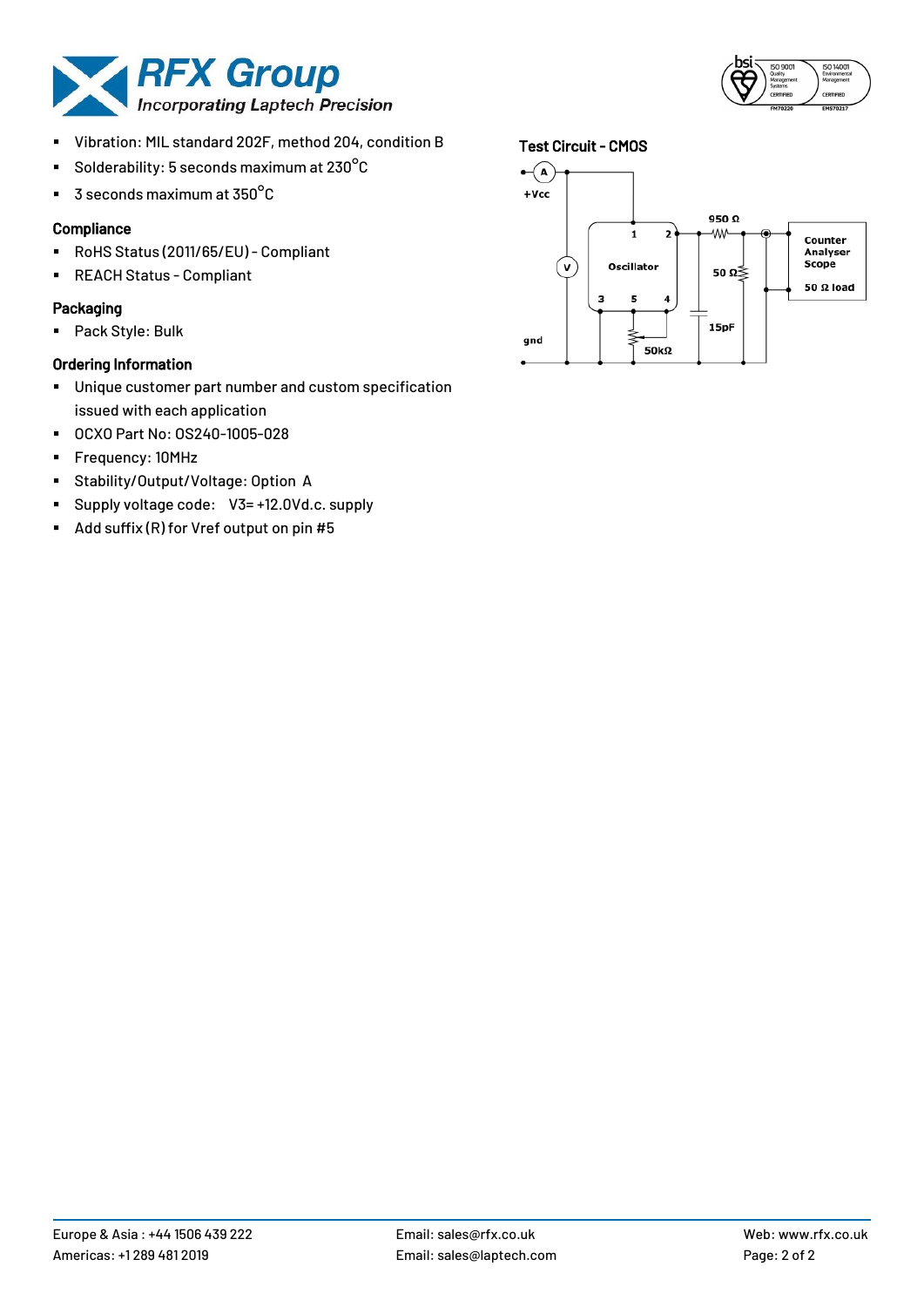- Vibration: MIL standard 202F, method 204, condition B
- Solderability: 5 seconds maximum at 230°C
- 3 seconds maximum at 350°C

### Compliance

- RoHS Status (2011/65/EU) - Compliant
- REACH Status - Compliant

### Packaging

- Pack Style: Bulk

### Ordering Information

- Unique customer part number and custom specification issued with each application
- OCXO Part No: OS240-1005-028
- Frequency: 10MHz
- Stability/Output/Voltage: Option A
- Supply voltage code: V3= +12.0Vd.c. supply
- Add suffix (R) for Vref output on pin #5

### Test Circuit - CMOS

A

+Vcc

V

1 2

Oscillator

3 5 4

950 Ω

50 Ω

15pF

50kΩ

gnd

Counter Analyser Scope

50 Ω load

Europe & Asia : +44 1506 439 222
Americas: +1 289 481 2019

Email: sales@rfx.co.uk
Email: sales@laptech.com

Web: www.rfx.co.uk